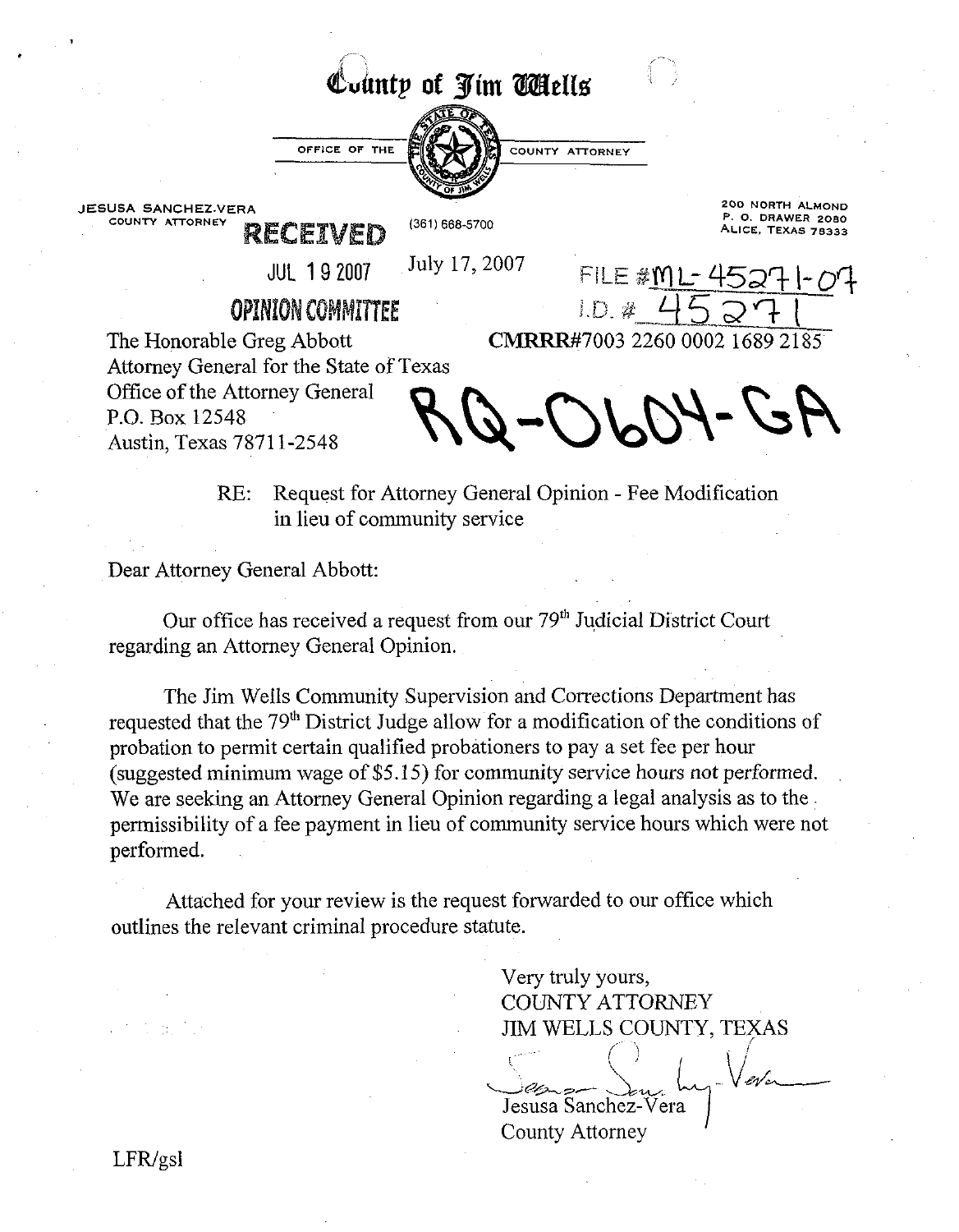# County of Jim Wells

OFFICE OF THE COUNTY ATTORNEY

JESUSA SANCHEZ-VERA
COUNTY ATTORNEY

(361) 668-5700

200 NORTH ALMOND
P. O. DRAWER 2080
ALICE, TEXAS 78333

RECEIVED
JUL 19 2007
OPINION COMMITTEE

July 17, 2007

FILE #ML-45271-07
I.D. # 45271

RQ-0604-GA

The Honorable Greg Abbott
Attorney General for the State of Texas
Office of the Attorney General
P.O. Box 12548
Austin, Texas 78711-2548

CMRRR#7003 2260 0002 1689 2185

RE: Request for Attorney General Opinion - Fee Modification in lieu of community service

Dear Attorney General Abbott:

Our office has received a request from our 79th Judicial District Court regarding an Attorney General Opinion.

The Jim Wells Community Supervision and Corrections Department has requested that the 79th District Judge allow for a modification of the conditions of probation to permit certain qualified probationers to pay a set fee per hour (suggested minimum wage of $5.15) for community service hours not performed. We are seeking an Attorney General Opinion regarding a legal analysis as to the permissibility of a fee payment in lieu of community service hours which were not performed.

Attached for your review is the request forwarded to our office which outlines the relevant criminal procedure statute.

Very truly yours,
COUNTY ATTORNEY
JIM WELLS COUNTY, TEXAS

Jesusa Sanchez-Vera
County Attorney

LFR/gsl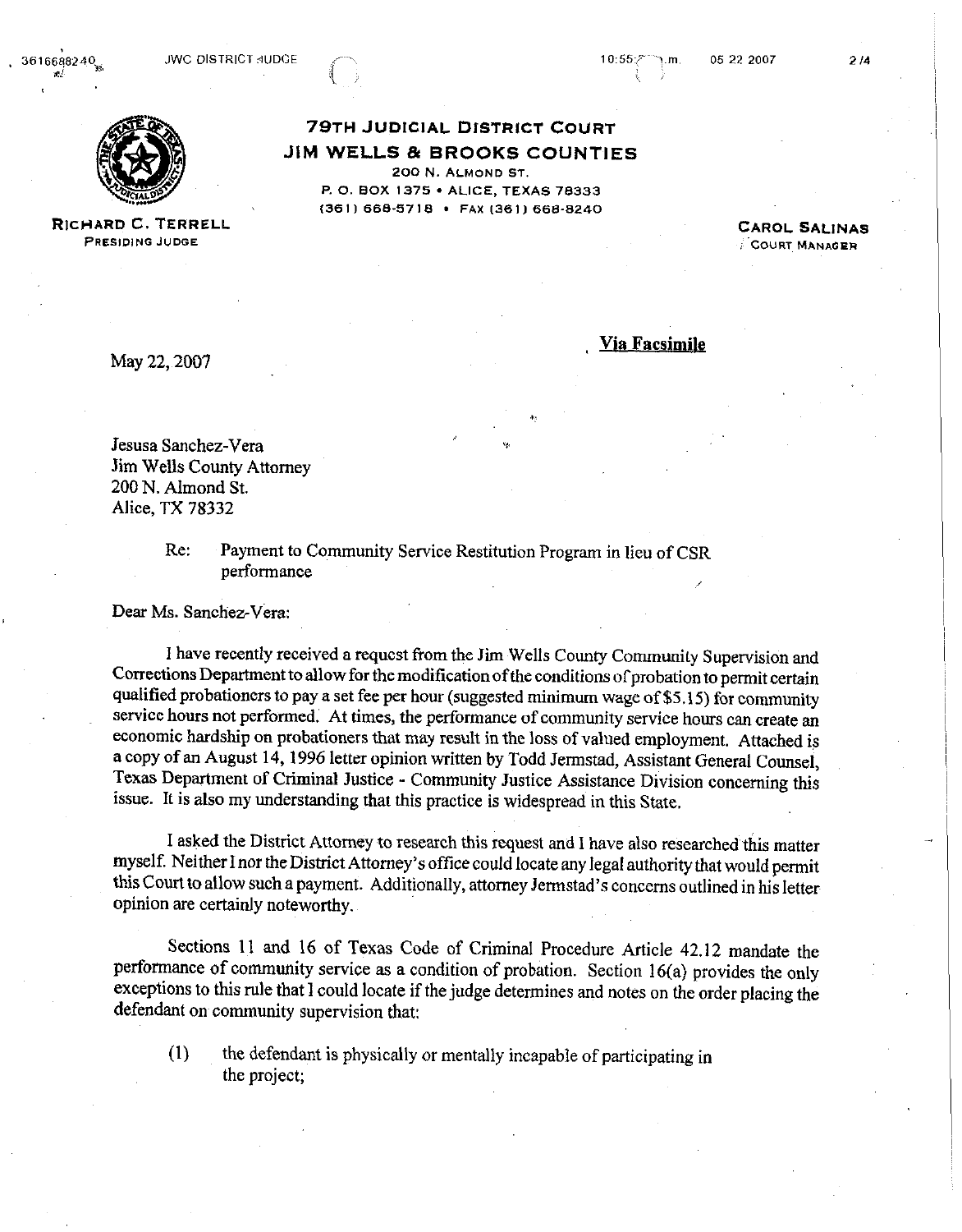# 79TH JUDICIAL DISTRICT COURT
## JIM WELLS & BROOKS COUNTIES

200 N. ALMOND ST.
P. O. BOX 1375 • ALICE, TEXAS 78333
(361) 668-5718 • FAX (361) 668-8240

**RICHARD C. TERRELL**
PRESIDING JUDGE

**CAROL SALINAS**
COURT MANAGER

May 22, 2007

**Via Facsimile**

Jesusa Sanchez-Vera
Jim Wells County Attorney
200 N. Almond St.
Alice, TX 78332

Re: Payment to Community Service Restitution Program in lieu of CSR performance

Dear Ms. Sanchez-Vera:

I have recently received a request from the Jim Wells County Community Supervision and Corrections Department to allow for the modification of the conditions of probation to permit certain qualified probationers to pay a set fee per hour (suggested minimum wage of $5.15) for community service hours not performed. At times, the performance of community service hours can create an economic hardship on probationers that may result in the loss of valued employment. Attached is a copy of an August 14, 1996 letter opinion written by Todd Jermstad, Assistant General Counsel, Texas Department of Criminal Justice - Community Justice Assistance Division concerning this issue. It is also my understanding that this practice is widespread in this State.

I asked the District Attorney to research this request and I have also researched this matter myself. Neither I nor the District Attorney's office could locate any legal authority that would permit this Court to allow such a payment. Additionally, attorney Jermstad's concerns outlined in his letter opinion are certainly noteworthy.

Sections 11 and 16 of Texas Code of Criminal Procedure Article 42.12 mandate the performance of community service as a condition of probation. Section 16(a) provides the only exceptions to this rule that I could locate if the judge determines and notes on the order placing the defendant on community supervision that:

(1) the defendant is physically or mentally incapable of participating in the project;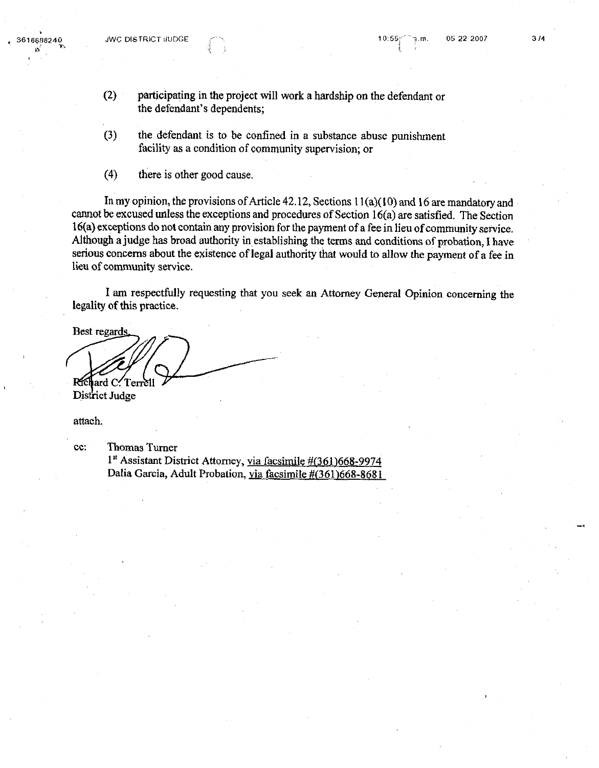(2) participating in the project will work a hardship on the defendant or the defendant's dependents;

(3) the defendant is to be confined in a substance abuse punishment facility as a condition of community supervision; or

(4) there is other good cause.

In my opinion, the provisions of Article 42.12, Sections 11(a)(10) and 16 are mandatory and cannot be excused unless the exceptions and procedures of Section 16(a) are satisfied. The Section 16(a) exceptions do not contain any provision for the payment of a fee in lieu of community service. Although a judge has broad authority in establishing the terms and conditions of probation, I have serious concerns about the existence of legal authority that would to allow the payment of a fee in lieu of community service.

I am respectfully requesting that you seek an Attorney General Opinion concerning the legality of this practice.

Best regards,

Richard C. Terrell
District Judge

attach.

cc: Thomas Turner
1st Assistant District Attorney, via facsimile #(361)668-9974
Dalia Garcia, Adult Probation, via facsimile #(361)668-8681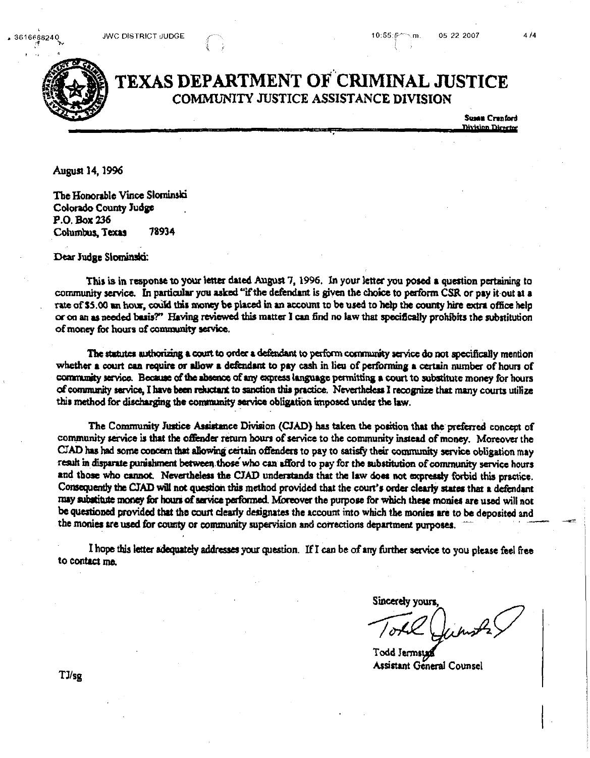# TEXAS DEPARTMENT OF CRIMINAL JUSTICE

## COMMUNITY JUSTICE ASSISTANCE DIVISION

**Susan Cranford**
**Division Director**

August 14, 1996

The Honorable Vince Slominski
Colorado County Judge
P.O. Box 236
Columbus, Texas 78934

Dear Judge Slominski:

This is in response to your letter dated August 7, 1996. In your letter you posed a question pertaining to community service. In particular you asked "if the defendant is given the choice to perform CSR or pay it out at a rate of $5.00 an hour, could this money be placed in an account to be used to help the county hire extra office help or on an as needed basis?" Having reviewed this matter I can find no law that specifically prohibits the substitution of money for hours of community service.

The statutes authorizing a court to order a defendant to perform community service do not specifically mention whether a court can require or allow a defendant to pay cash in lieu of performing a certain number of hours of community service. Because of the absence of any express language permitting a court to substitute money for hours of community service, I have been reluctant to sanction this practice. Nevertheless I recognize that many courts utilize this method for discharging the community service obligation imposed under the law.

The Community Justice Assistance Division (CJAD) has taken the position that the preferred concept of community service is that the offender return hours of service to the community instead of money. Moreover the CJAD has had some concern that allowing certain offenders to pay to satisfy their community service obligation may result in disparate punishment between those who can afford to pay for the substitution of community service hours and those who cannot. Nevertheless the CJAD understands that the law does not expressly forbid this practice. Consequently the CJAD will not question this method provided that the court's order clearly states that a defendant may substitute money for hours of service performed. Moreover the purpose for which these monies are used will not be questioned provided that the court clearly designates the account into which the monies are to be deposited and the monies are used for county or community supervision and corrections department purposes.

I hope this letter adequately addresses your question. If I can be of any further service to you please feel free to contact me.

Sincerely yours,

Todd Jermstad
Assistant General Counsel

TJ/sg